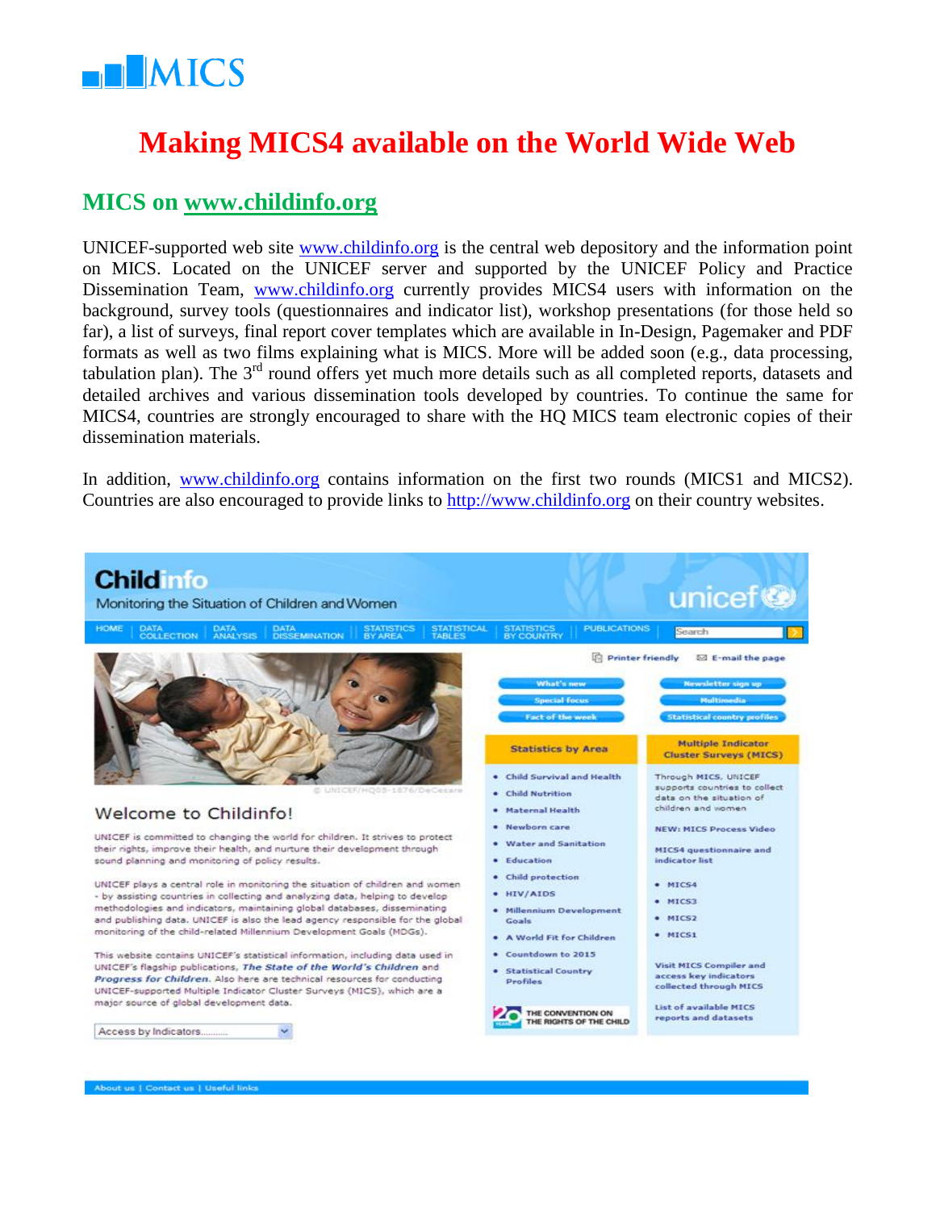MICS

# Making MICS4 available on the World Wide Web

## MICS on www.childinfo.org

UNICEF-supported web site www.childinfo.org is the central web depository and the information point on MICS. Located on the UNICEF server and supported by the UNICEF Policy and Practice Dissemination Team, www.childinfo.org currently provides MICS4 users with information on the background, survey tools (questionnaires and indicator list), workshop presentations (for those held so far), a list of surveys, final report cover templates which are available in In-Design, Pagemaker and PDF formats as well as two films explaining what is MICS. More will be added soon (e.g., data processing, tabulation plan). The 3rd round offers yet much more details such as all completed reports, datasets and detailed archives and various dissemination tools developed by countries. To continue the same for MICS4, countries are strongly encouraged to share with the HQ MICS team electronic copies of their dissemination materials.

In addition, www.childinfo.org contains information on the first two rounds (MICS1 and MICS2). Countries are also encouraged to provide links to http://www.childinfo.org on their country websites.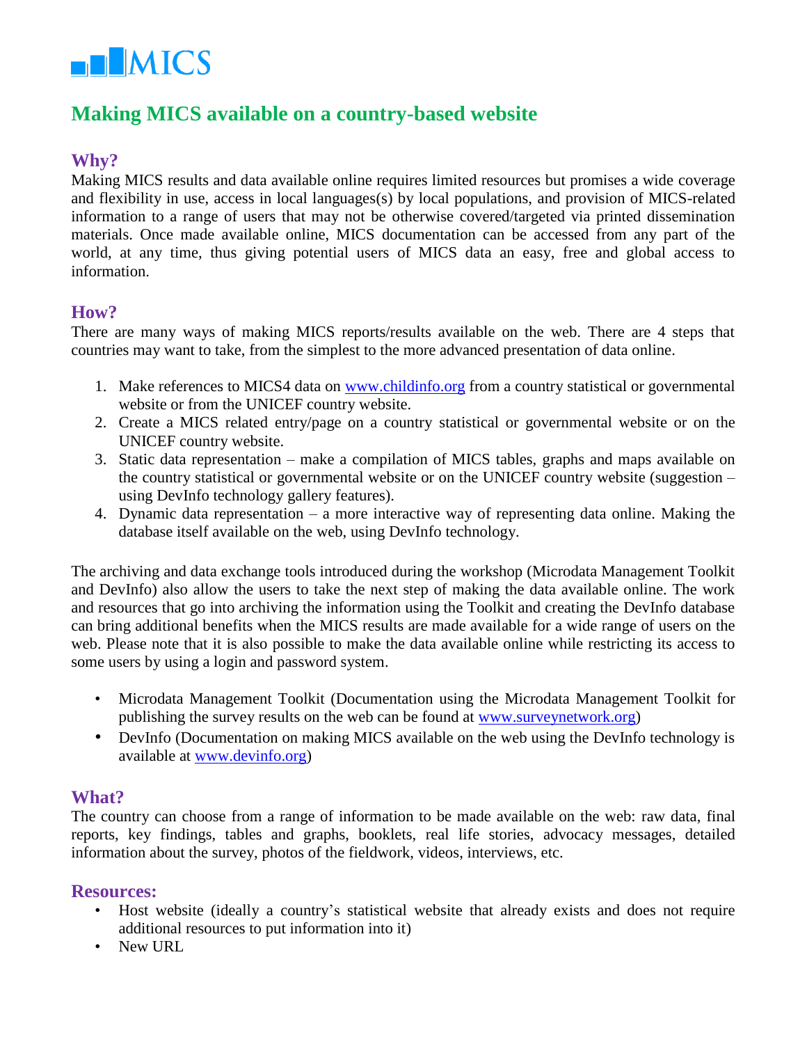MICS

# Making MICS available on a country-based website

## Why?

Making MICS results and data available online requires limited resources but promises a wide coverage and flexibility in use, access in local languages(s) by local populations, and provision of MICS-related information to a range of users that may not be otherwise covered/targeted via printed dissemination materials. Once made available online, MICS documentation can be accessed from any part of the world, at any time, thus giving potential users of MICS data an easy, free and global access to information.

## How?

There are many ways of making MICS reports/results available on the web. There are 4 steps that countries may want to take, from the simplest to the more advanced presentation of data online.

1. Make references to MICS4 data on [www.childinfo.org](http://www.childinfo.org) from a country statistical or governmental website or from the UNICEF country website.
2. Create a MICS related entry/page on a country statistical or governmental website or on the UNICEF country website.
3. Static data representation – make a compilation of MICS tables, graphs and maps available on the country statistical or governmental website or on the UNICEF country website (suggestion – using DevInfo technology gallery features).
4. Dynamic data representation – a more interactive way of representing data online. Making the database itself available on the web, using DevInfo technology.

The archiving and data exchange tools introduced during the workshop (Microdata Management Toolkit and DevInfo) also allow the users to take the next step of making the data available online. The work and resources that go into archiving the information using the Toolkit and creating the DevInfo database can bring additional benefits when the MICS results are made available for a wide range of users on the web. Please note that it is also possible to make the data available online while restricting its access to some users by using a login and password system.

- Microdata Management Toolkit (Documentation using the Microdata Management Toolkit for publishing the survey results on the web can be found at [www.surveynetwork.org](http://www.surveynetwork.org))
- DevInfo (Documentation on making MICS available on the web using the DevInfo technology is available at [www.devinfo.org](http://www.devinfo.org))

## What?

The country can choose from a range of information to be made available on the web: raw data, final reports, key findings, tables and graphs, booklets, real life stories, advocacy messages, detailed information about the survey, photos of the fieldwork, videos, interviews, etc.

## Resources:

- Host website (ideally a country's statistical website that already exists and does not require additional resources to put information into it)
- New URL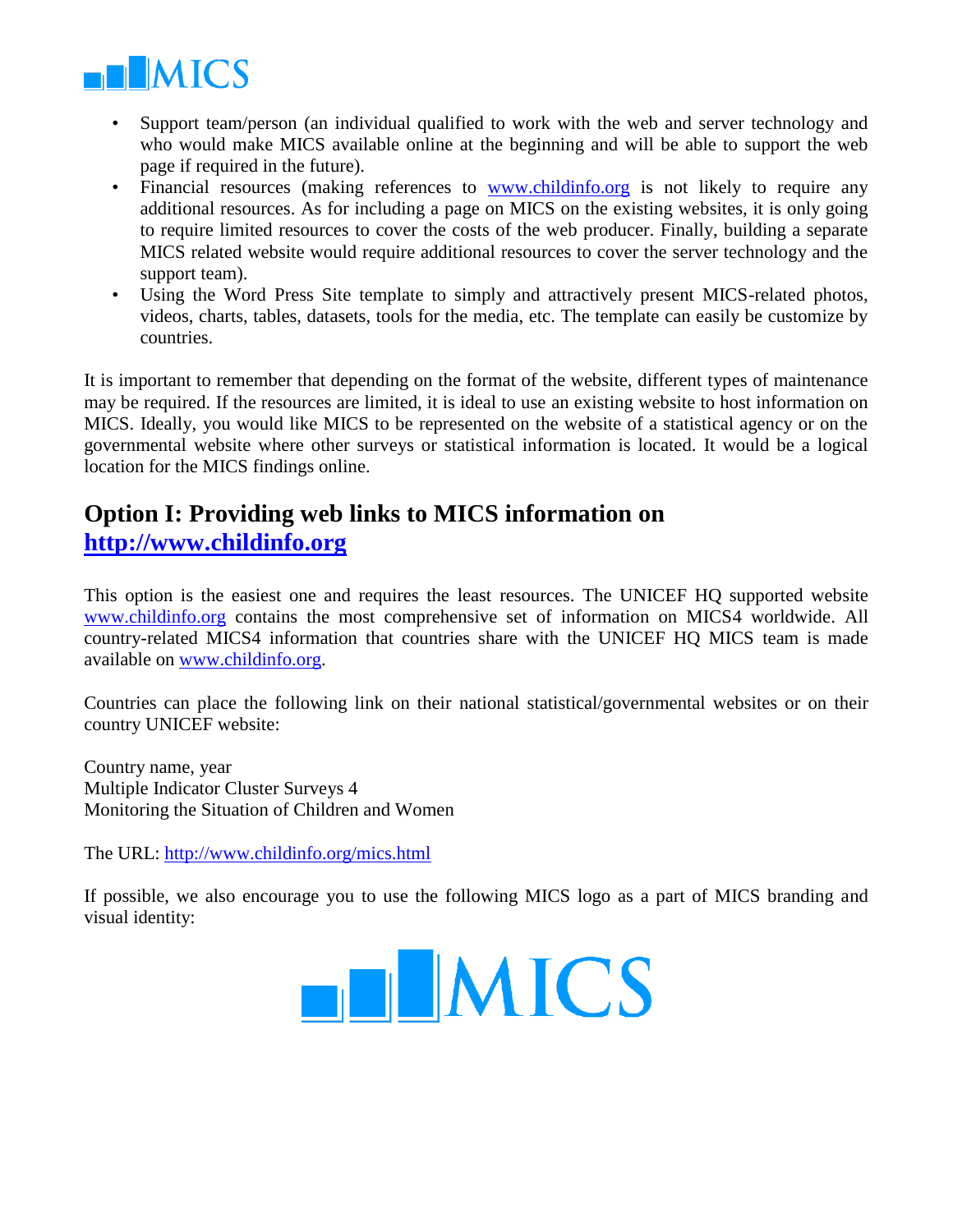- Support team/person (an individual qualified to work with the web and server technology and who would make MICS available online at the beginning and will be able to support the web page if required in the future).
- Financial resources (making references to www.childinfo.org is not likely to require any additional resources. As for including a page on MICS on the existing websites, it is only going to require limited resources to cover the costs of the web producer. Finally, building a separate MICS related website would require additional resources to cover the server technology and the support team).
- Using the Word Press Site template to simply and attractively present MICS-related photos, videos, charts, tables, datasets, tools for the media, etc. The template can easily be customize by countries.

It is important to remember that depending on the format of the website, different types of maintenance may be required. If the resources are limited, it is ideal to use an existing website to host information on MICS. Ideally, you would like MICS to be represented on the website of a statistical agency or on the governmental website where other surveys or statistical information is located. It would be a logical location for the MICS findings online.

## Option I: Providing web links to MICS information on http://www.childinfo.org

This option is the easiest one and requires the least resources. The UNICEF HQ supported website www.childinfo.org contains the most comprehensive set of information on MICS4 worldwide. All country-related MICS4 information that countries share with the UNICEF HQ MICS team is made available on www.childinfo.org.

Countries can place the following link on their national statistical/governmental websites or on their country UNICEF website:

Country name, year
Multiple Indicator Cluster Surveys 4
Monitoring the Situation of Children and Women

The URL: http://www.childinfo.org/mics.html

If possible, we also encourage you to use the following MICS logo as a part of MICS branding and visual identity:

MICS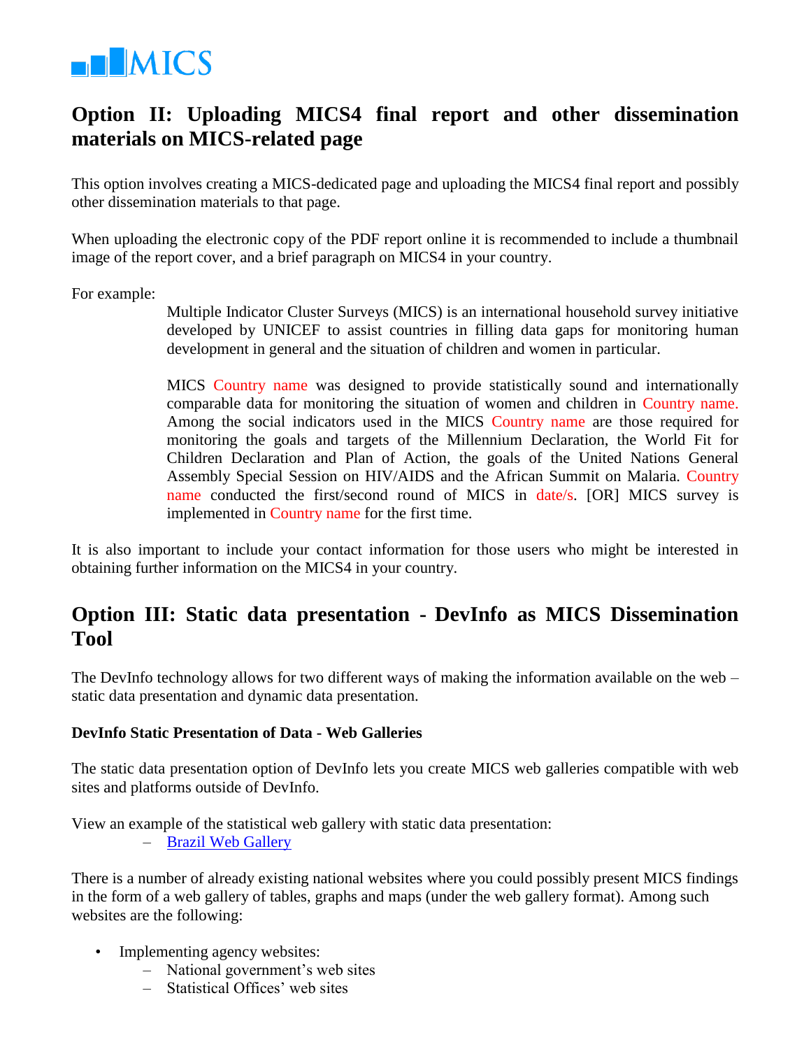## Option II: Uploading MICS4 final report and other dissemination materials on MICS-related page

This option involves creating a MICS-dedicated page and uploading the MICS4 final report and possibly other dissemination materials to that page.

When uploading the electronic copy of the PDF report online it is recommended to include a thumbnail image of the report cover, and a brief paragraph on MICS4 in your country.

For example:

> Multiple Indicator Cluster Surveys (MICS) is an international household survey initiative developed by UNICEF to assist countries in filling data gaps for monitoring human development in general and the situation of children and women in particular.
>
> MICS Country name was designed to provide statistically sound and internationally comparable data for monitoring the situation of women and children in Country name. Among the social indicators used in the MICS Country name are those required for monitoring the goals and targets of the Millennium Declaration, the World Fit for Children Declaration and Plan of Action, the goals of the United Nations General Assembly Special Session on HIV/AIDS and the African Summit on Malaria. Country name conducted the first/second round of MICS in date/s. [OR] MICS survey is implemented in Country name for the first time.

It is also important to include your contact information for those users who might be interested in obtaining further information on the MICS4 in your country.

## Option III: Static data presentation - DevInfo as MICS Dissemination Tool

The DevInfo technology allows for two different ways of making the information available on the web – static data presentation and dynamic data presentation.

### DevInfo Static Presentation of Data - Web Galleries

The static data presentation option of DevInfo lets you create MICS web galleries compatible with web sites and platforms outside of DevInfo.

View an example of the statistical web gallery with static data presentation:

- Brazil Web Gallery

There is a number of already existing national websites where you could possibly present MICS findings in the form of a web gallery of tables, graphs and maps (under the web gallery format). Among such websites are the following:

- Implementing agency websites:
  - National government's web sites
  - Statistical Offices' web sites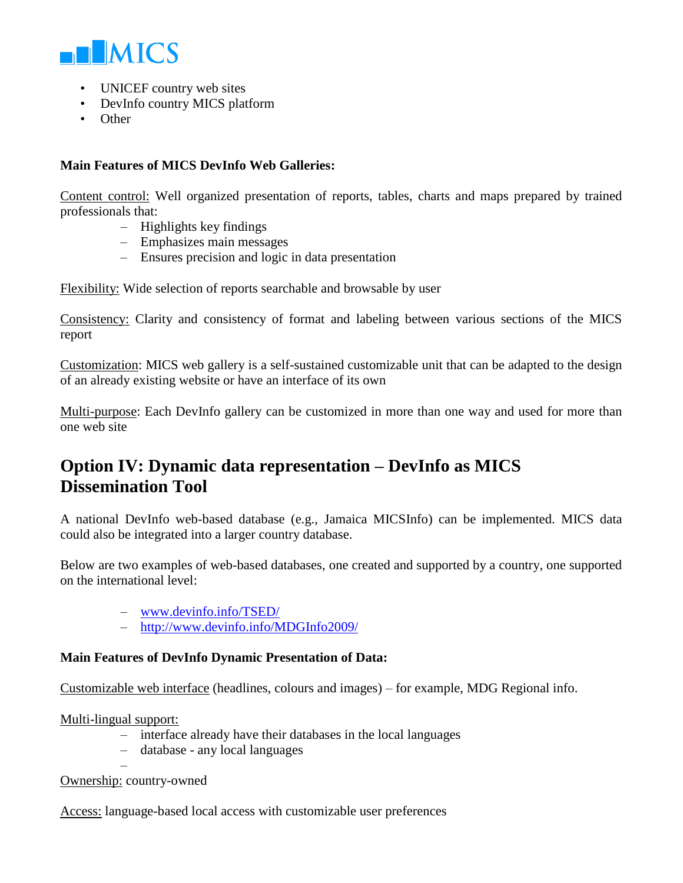- UNICEF country web sites
- DevInfo country MICS platform
- Other

**Main Features of MICS DevInfo Web Galleries:**

<u>Content control:</u> Well organized presentation of reports, tables, charts and maps prepared by trained professionals that:

- Highlights key findings
- Emphasizes main messages
- Ensures precision and logic in data presentation

<u>Flexibility:</u> Wide selection of reports searchable and browsable by user

<u>Consistency:</u> Clarity and consistency of format and labeling between various sections of the MICS report

<u>Customization</u>: MICS web gallery is a self-sustained customizable unit that can be adapted to the design of an already existing website or have an interface of its own

<u>Multi-purpose</u>: Each DevInfo gallery can be customized in more than one way and used for more than one web site

## Option IV: Dynamic data representation – DevInfo as MICS Dissemination Tool

A national DevInfo web-based database (e.g., Jamaica MICSInfo) can be implemented. MICS data could also be integrated into a larger country database.

Below are two examples of web-based databases, one created and supported by a country, one supported on the international level:

- www.devinfo.info/TSED/
- http://www.devinfo.info/MDGInfo2009/

**Main Features of DevInfo Dynamic Presentation of Data:**

<u>Customizable web interface</u> (headlines, colours and images) – for example, MDG Regional info.

<u>Multi-lingual support:</u>

- interface already have their databases in the local languages
- database - any local languages
- 

<u>Ownership:</u> country-owned

<u>Access:</u> language-based local access with customizable user preferences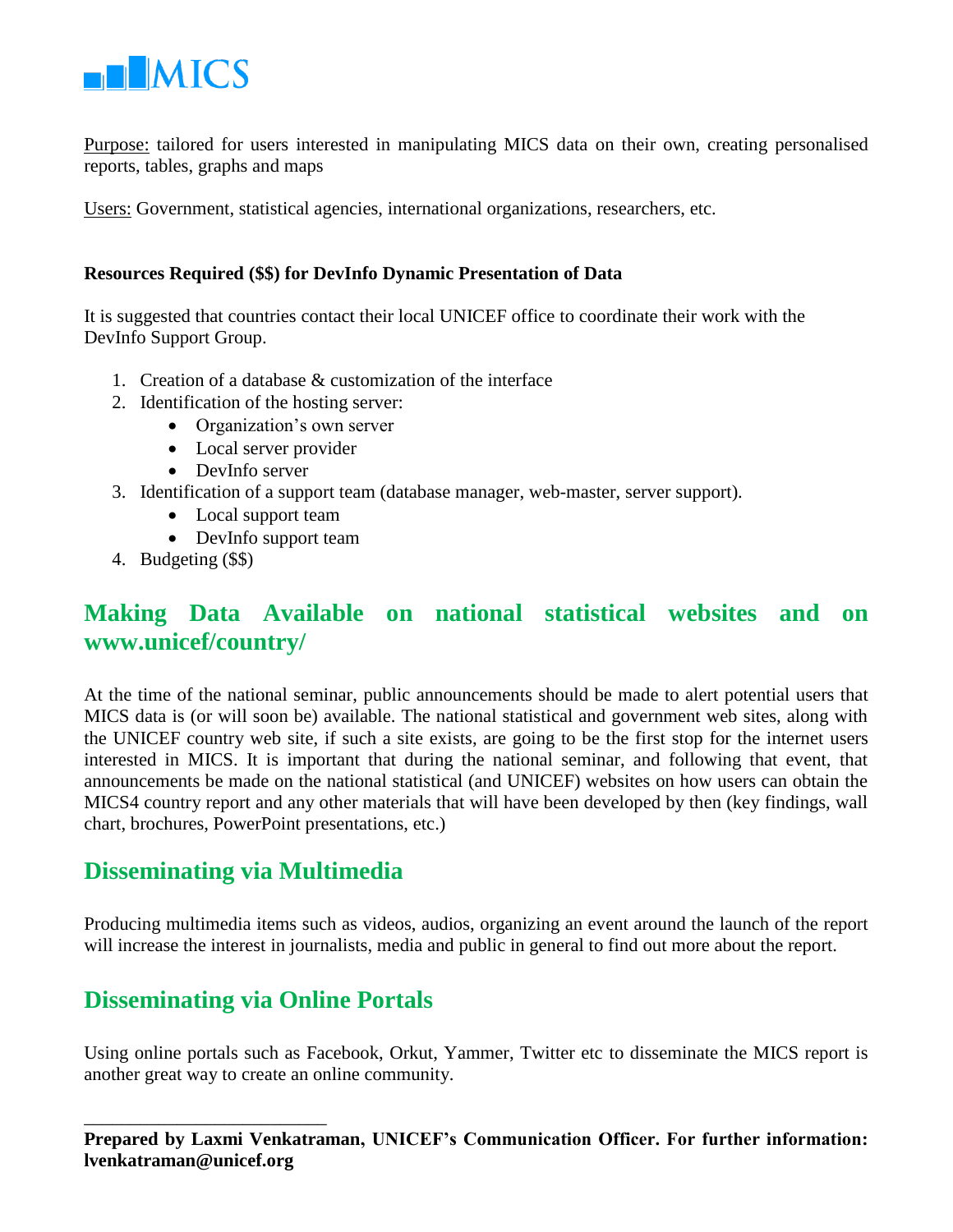Purpose: tailored for users interested in manipulating MICS data on their own, creating personalised reports, tables, graphs and maps

Users: Government, statistical agencies, international organizations, researchers, etc.

**Resources Required ($$) for DevInfo Dynamic Presentation of Data**

It is suggested that countries contact their local UNICEF office to coordinate their work with the DevInfo Support Group.

1. Creation of a database & customization of the interface
2. Identification of the hosting server:
   - Organization's own server
   - Local server provider
   - DevInfo server
3. Identification of a support team (database manager, web-master, server support).
   - Local support team
   - DevInfo support team
4. Budgeting ($$)

## Making Data Available on national statistical websites and on www.unicef/country/

At the time of the national seminar, public announcements should be made to alert potential users that MICS data is (or will soon be) available. The national statistical and government web sites, along with the UNICEF country web site, if such a site exists, are going to be the first stop for the internet users interested in MICS. It is important that during the national seminar, and following that event, that announcements be made on the national statistical (and UNICEF) websites on how users can obtain the MICS4 country report and any other materials that will have been developed by then (key findings, wall chart, brochures, PowerPoint presentations, etc.)

## Disseminating via Multimedia

Producing multimedia items such as videos, audios, organizing an event around the launch of the report will increase the interest in journalists, media and public in general to find out more about the report.

## Disseminating via Online Portals

Using online portals such as Facebook, Orkut, Yammer, Twitter etc to disseminate the MICS report is another great way to create an online community.

---

**Prepared by Laxmi Venkatraman, UNICEF's Communication Officer. For further information: lvenkatraman@unicef.org**